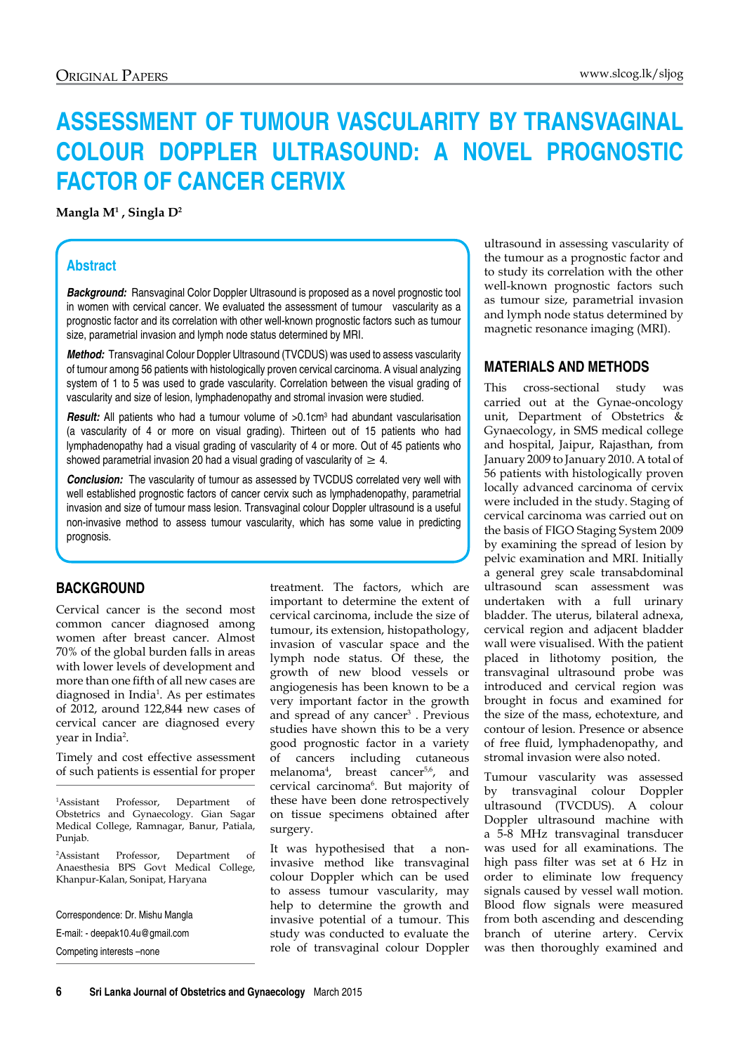# ASSESSMENT OF TUMOUR VASCULARITY BY TRANSVAGINAL COLOUR DOPPLER ULTRASOUND: A NOVEL PROGNOSTIC FACTOR OF CANCER CERVIX

**Mangla M[1] , Singla D[2]**

## Abstract

***Background:*** Ransvaginal Color Doppler Ultrasound is proposed as a novel prognostic tool in women with cervical cancer. We evaluated the assessment of tumour vascularity as a prognostic factor and its correlation with other well-known prognostic factors such as tumour size, parametrial invasion and lymph node status determined by MRI.

***Method:*** Transvaginal Colour Doppler Ultrasound (TVCDUS) was used to assess vascularity of tumour among 56 patients with histologically proven cervical carcinoma. A visual analyzing system of 1 to 5 was used to grade vascularity. Correlation between the visual grading of vascularity and size of lesion, lymphadenopathy and stromal invasion were studied.

***Result:*** All patients who had a tumour volume of >0.1cm$^3$ had abundant vascularisation (a vascularity of 4 or more on visual grading). Thirteen out of 15 patients who had lymphadenopathy had a visual grading of vascularity of 4 or more. Out of 45 patients who showed parametrial invasion 20 had a visual grading of vascularity of $\geq$ 4.

***Conclusion:*** The vascularity of tumour as assessed by TVCDUS correlated very well with well established prognostic factors of cancer cervix such as lymphadenopathy, parametrial invasion and size of tumour mass lesion. Transvaginal colour Doppler ultrasound is a useful non-invasive method to assess tumour vascularity, which has some value in predicting prognosis.

## BACKGROUND

Cervical cancer is the second most common cancer diagnosed among women after breast cancer. Almost 70% of the global burden falls in areas with lower levels of development and more than one fifth of all new cases are diagnosed in India[1]. As per estimates of 2012, around 122,844 new cases of cervical cancer are diagnosed every year in India[2].

Timely and cost effective assessment of such patients is essential for proper treatment. The factors, which are important to determine the extent of cervical carcinoma, include the size of tumour, its extension, histopathology, invasion of vascular space and the lymph node status. Of these, the growth of new blood vessels or angiogenesis has been known to be a very important factor in the growth and spread of any cancer[3] . Previous studies have shown this to be a very good prognostic factor in a variety of cancers including cutaneous melanoma[4], breast cancer[5,6], and cervical carcinoma[6]. But majority of these have been done retrospectively on tissue specimens obtained after surgery.

It was hypothesised that a non-invasive method like transvaginal colour Doppler which can be used to assess tumour vascularity, may help to determine the growth and invasive potential of a tumour. This study was conducted to evaluate the role of transvaginal colour Doppler ultrasound in assessing vascularity of the tumour as a prognostic factor and to study its correlation with the other well-known prognostic factors such as tumour size, parametrial invasion and lymph node status determined by magnetic resonance imaging (MRI).

[1]Assistant Professor, Department of Obstetrics and Gynaecology. Gian Sagar Medical College, Ramnagar, Banur, Patiala, Punjab.

[2]Assistant Professor, Department of Anaesthesia BPS Govt Medical College, Khanpur-Kalan, Sonipat, Haryana

Correspondence: Dr. Mishu Mangla

E-mail: - deepak10.4u@gmail.com

Competing interests –none

## MATERIALS AND METHODS

This cross-sectional study was carried out at the Gynae-oncology unit, Department of Obstetrics & Gynaecology, in SMS medical college and hospital, Jaipur, Rajasthan, from January 2009 to January 2010. A total of 56 patients with histologically proven locally advanced carcinoma of cervix were included in the study. Staging of cervical carcinoma was carried out on the basis of FIGO Staging System 2009 by examining the spread of lesion by pelvic examination and MRI. Initially a general grey scale transabdominal ultrasound scan assessment was undertaken with a full urinary bladder. The uterus, bilateral adnexa, cervical region and adjacent bladder wall were visualised. With the patient placed in lithotomy position, the transvaginal ultrasound probe was introduced and cervical region was brought in focus and examined for the size of the mass, echotexture, and contour of lesion. Presence or absence of free fluid, lymphadenopathy, and stromal invasion were also noted.

Tumour vascularity was assessed by transvaginal colour Doppler ultrasound (TVCDUS). A colour Doppler ultrasound machine with a 5-8 MHz transvaginal transducer was used for all examinations. The high pass filter was set at 6 Hz in order to eliminate low frequency signals caused by vessel wall motion. Blood flow signals were measured from both ascending and descending branch of uterine artery. Cervix was then thoroughly examined and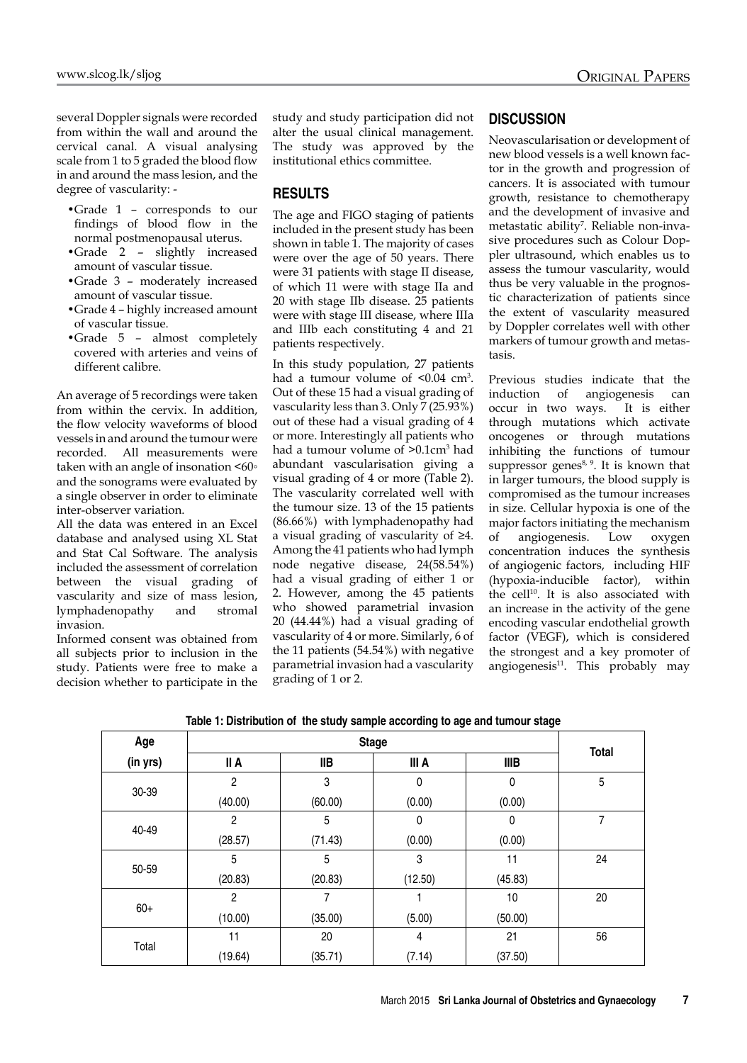several Doppler signals were recorded from within the wall and around the cervical canal. A visual analysing scale from 1 to 5 graded the blood flow in and around the mass lesion, and the degree of vascularity: -

- Grade 1 – corresponds to our findings of blood flow in the normal postmenopausal uterus.
- Grade 2 – slightly increased amount of vascular tissue.
- Grade 3 – moderately increased amount of vascular tissue.
- Grade 4 – highly increased amount of vascular tissue.
- Grade 5 – almost completely covered with arteries and veins of different calibre.

An average of 5 recordings were taken from within the cervix. In addition, the flow velocity waveforms of blood vessels in and around the tumour were recorded. All measurements were taken with an angle of insonation $<60^{\circ}$ and the sonograms were evaluated by a single observer in order to eliminate inter-observer variation.

All the data was entered in an Excel database and analysed using XL Stat and Stat Cal Software. The analysis included the assessment of correlation between the visual grading of vascularity and size of mass lesion, lymphadenopathy and stromal invasion.

Informed consent was obtained from all subjects prior to inclusion in the study. Patients were free to make a decision whether to participate in the study and study participation did not alter the usual clinical management. The study was approved by the institutional ethics committee.

## RESULTS

The age and FIGO staging of patients included in the present study has been shown in table 1. The majority of cases were over the age of 50 years. There were 31 patients with stage II disease, of which 11 were with stage IIa and 20 with stage IIb disease. 25 patients were with stage III disease, where IIIa and IIIb each constituting 4 and 21 patients respectively.

In this study population, 27 patients had a tumour volume of $<0.04$ cm$^3$. Out of these 15 had a visual grading of vascularity less than 3. Only 7 (25.93%) out of these had a visual grading of 4 or more. Interestingly all patients who had a tumour volume of $>0.1$cm$^3$ had abundant vascularisation giving a visual grading of 4 or more (Table 2). The vascularity correlated well with the tumour size. 13 of the 15 patients (86.66%) with lymphadenopathy had a visual grading of vascularity of $\geq 4$. Among the 41 patients who had lymph node negative disease, 24(58.54%) had a visual grading of either 1 or 2. However, among the 45 patients who showed parametrial invasion 20 (44.44%) had a visual grading of vascularity of 4 or more. Similarly, 6 of the 11 patients (54.54%) with negative parametrial invasion had a vascularity grading of 1 or 2.

## DISCUSSION

Neovascularisation or development of new blood vessels is a well known factor in the growth and progression of cancers. It is associated with tumour growth, resistance to chemotherapy and the development of invasive and metastatic ability[7]. Reliable non-invasive procedures such as Colour Doppler ultrasound, which enables us to assess the tumour vascularity, would thus be very valuable in the prognostic characterization of patients since the extent of vascularity measured by Doppler correlates well with other markers of tumour growth and metastasis.

Previous studies indicate that the induction of angiogenesis can occur in two ways. It is either through mutations which activate oncogenes or through mutations inhibiting the functions of tumour suppressor genes[8, 9]. It is known that in larger tumours, the blood supply is compromised as the tumour increases in size. Cellular hypoxia is one of the major factors initiating the mechanism of angiogenesis. Low oxygen concentration induces the synthesis of angiogenic factors, including HIF (hypoxia-inducible factor), within the cell[10]. It is also associated with an increase in the activity of the gene encoding vascular endothelial growth factor (VEGF), which is considered the strongest and a key promoter of angiogenesis[11]. This probably may

**Table 1: Distribution of the study sample according to age and tumour stage**

| Age (in yrs) | Stage | | | | Total |
|---|---|---|---|---|---|
| | II A | IIB | III A | IIIB | |
| 30-39 | 2 (40.00) | 3 (60.00) | 0 (0.00) | 0 (0.00) | 5 |
| 40-49 | 2 (28.57) | 5 (71.43) | 0 (0.00) | 0 (0.00) | 7 |
| 50-59 | 5 (20.83) | 5 (20.83) | 3 (12.50) | 11 (45.83) | 24 |
| 60+ | 2 (10.00) | 7 (35.00) | 1 (5.00) | 10 (50.00) | 20 |
| Total | 11 (19.64) | 20 (35.71) | 4 (7.14) | 21 (37.50) | 56 |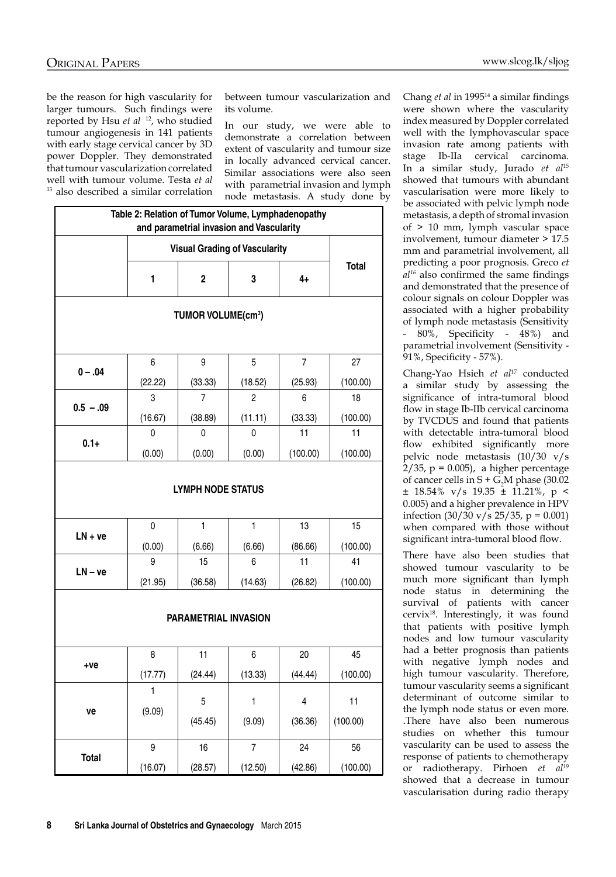be the reason for high vascularity for larger tumours. Such findings were reported by Hsu *et al* [12], who studied tumour angiogenesis in 141 patients with early stage cervical cancer by 3D power Doppler. They demonstrated that tumour vascularization correlated well with tumour volume. Testa *et al* [13] also described a similar correlation between tumour vascularization and its volume.

In our study, we were able to demonstrate a correlation between extent of vascularity and tumour size in locally advanced cervical cancer. Similar associations were also seen with parametrial invasion and lymph node metastasis. A study done by Chang *et al* in 1995[14] a similar findings were shown where the vascularity index measured by Doppler correlated well with the lymphovascular space invasion rate among patients with stage Ib-IIa cervical carcinoma. In a similar study, Jurado *et al*[15] showed that tumours with abundant vascularisation were more likely to be associated with pelvic lymph node metastasis, a depth of stromal invasion of > 10 mm, lymph vascular space involvement, tumour diameter > 17.5 mm and parametrial involvement, all predicting a poor prognosis. Greco *et al*[16] also confirmed the same findings and demonstrated that the presence of colour signals on colour Doppler was associated with a higher probability of lymph node metastasis (Sensitivity - 80%, Specificity - 48%) and parametrial involvement (Sensitivity - 91%, Specificity - 57%).

**Table 2: Relation of Tumor Volume, Lymphadenopathy and parametrial invasion and Vascularity**

| | Visual Grading of Vascularity | | | | Total |
|---|---|---|---|---|---|
| | 1 | 2 | 3 | 4+ | |
| **TUMOR VOLUME($cm^3$)** | | | | | |
| 0 – .04 | 6 (22.22) | 9 (33.33) | 5 (18.52) | 7 (25.93) | 27 (100.00) |
| 0.5 – .09 | 3 (16.67) | 7 (38.89) | 2 (11.11) | 6 (33.33) | 18 (100.00) |
| 0.1+ | 0 (0.00) | 0 (0.00) | 0 (0.00) | 11 (100.00) | 11 (100.00) |
| **LYMPH NODE STATUS** | | | | | |
| LN + ve | 0 (0.00) | 1 (6.66) | 1 (6.66) | 13 (86.66) | 15 (100.00) |
| LN – ve | 9 (21.95) | 15 (36.58) | 6 (14.63) | 11 (26.82) | 41 (100.00) |
| **PARAMETRIAL INVASION** | | | | | |
| +ve | 8 (17.77) | 11 (24.44) | 6 (13.33) | 20 (44.44) | 45 (100.00) |
| ve | 1 (9.09) | 5 (45.45) | 1 (9.09) | 4 (36.36) | 11 (100.00) |
| **Total** | 9 (16.07) | 16 (28.57) | 7 (12.50) | 24 (42.86) | 56 (100.00) |

Chang-Yao Hsieh *et al*[17] conducted a similar study by assessing the significance of intra-tumoral blood flow in stage Ib-IIb cervical carcinoma by TVCDUS and found that patients with detectable intra-tumoral blood flow exhibited significantly more pelvic node metastasis (10/30 v/s 2/35, $p = 0.005$), a higher percentage of cancer cells in $S + G_2M$ phase ($30.02 \pm 18.54\%$ v/s $19.35 \pm 11.21\%$, $p < 0.005$) and a higher prevalence in HPV infection (30/30 v/s 25/35, $p = 0.001$) when compared with those without significant intra-tumoral blood flow.

There have also been studies that showed tumour vascularity to be much more significant than lymph node status in determining the survival of patients with cancer cervix[18]. Interestingly, it was found that patients with positive lymph nodes and low tumour vascularity had a better prognosis than patients with negative lymph nodes and high tumour vascularity. Therefore, tumour vascularity seems a significant determinant of outcome similar to the lymph node status or even more. .There have also been numerous studies on whether this tumour vascularity can be used to assess the response of patients to chemotherapy or radiotherapy. Pirhoen *et al*[19] showed that a decrease in tumour vascularisation during radio therapy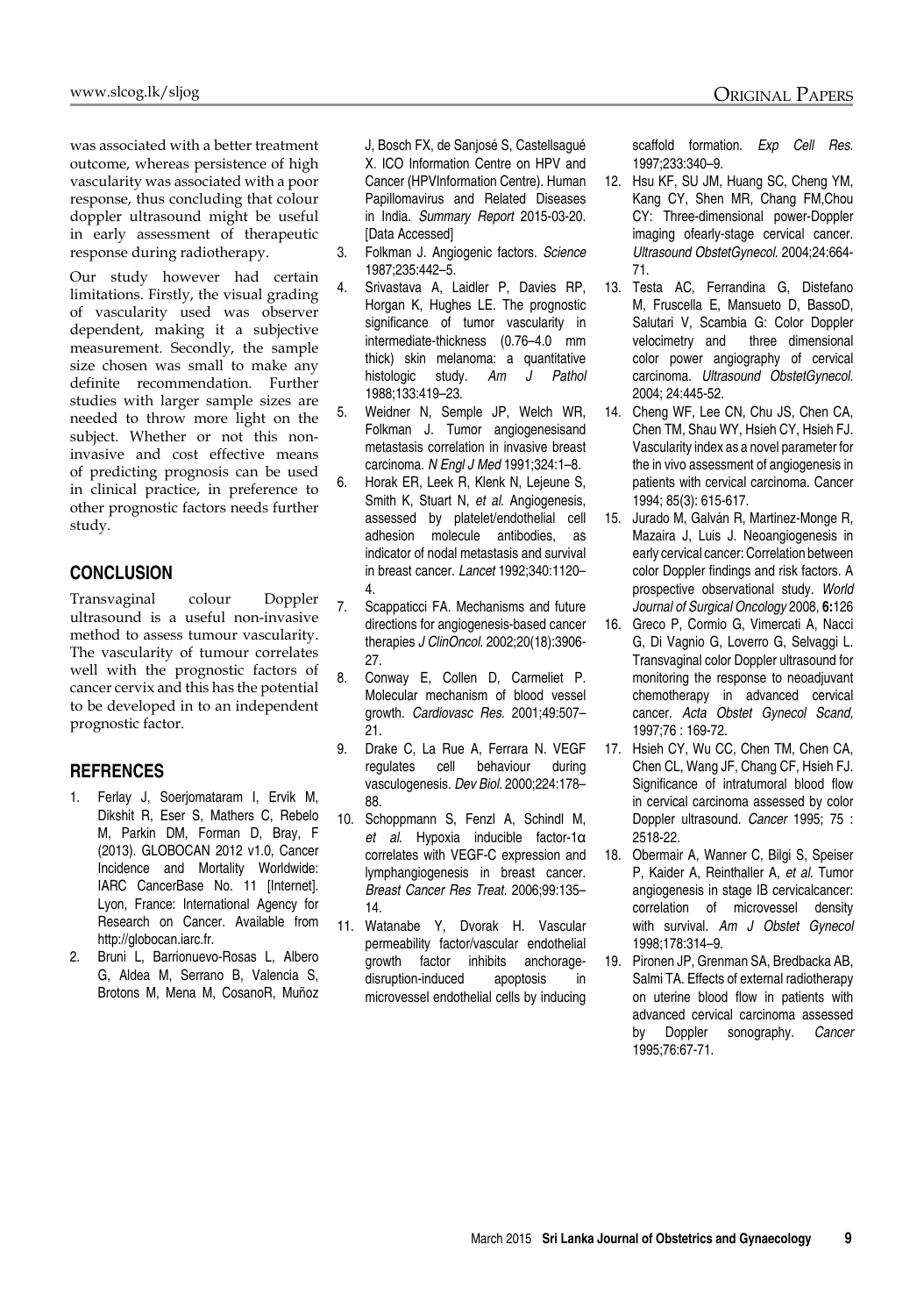was associated with a better treatment outcome, whereas persistence of high vascularity was associated with a poor response, thus concluding that colour doppler ultrasound might be useful in early assessment of therapeutic response during radiotherapy.

Our study however had certain limitations. Firstly, the visual grading of vascularity used was observer dependent, making it a subjective measurement. Secondly, the sample size chosen was small to make any definite recommendation. Further studies with larger sample sizes are needed to throw more light on the subject. Whether or not this non-invasive and cost effective means of predicting prognosis can be used in clinical practice, in preference to other prognostic factors needs further study.

## CONCLUSION

Transvaginal colour Doppler ultrasound is a useful non-invasive method to assess tumour vascularity. The vascularity of tumour correlates well with the prognostic factors of cancer cervix and this has the potential to be developed in to an independent prognostic factor.

## REFRENCES

1. Ferlay J, Soerjomataram I, Ervik M, Dikshit R, Eser S, Mathers C, Rebelo M, Parkin DM, Forman D, Bray, F (2013). GLOBOCAN 2012 v1.0, Cancer Incidence and Mortality Worldwide: IARC CancerBase No. 11 [Internet]. Lyon, France: International Agency for Research on Cancer. Available from http://globocan.iarc.fr.
2. Bruni L, Barrionuevo-Rosas L, Albero G, Aldea M, Serrano B, Valencia S, Brotons M, Mena M, CosanoR, Muñoz J, Bosch FX, de Sanjosé S, Castellsagué X. ICO Information Centre on HPV and Cancer (HPVInformation Centre). Human Papillomavirus and Related Diseases in India. *Summary Report* 2015-03-20. [Data Accessed]
3. Folkman J. Angiogenic factors. *Science* 1987;235:442–5.
4. Srivastava A, Laidler P, Davies RP, Horgan K, Hughes LE. The prognostic significance of tumor vascularity in intermediate-thickness (0.76–4.0 mm thick) skin melanoma: a quantitative histologic study. *Am J Pathol* 1988;133:419–23.
5. Weidner N, Semple JP, Welch WR, Folkman J. Tumor angiogenesisand metastasis correlation in invasive breast carcinoma. *N Engl J Med* 1991;324:1–8.
6. Horak ER, Leek R, Klenk N, Lejeune S, Smith K, Stuart N, *et al.* Angiogenesis, assessed by platelet/endothelial cell adhesion molecule antibodies, as indicator of nodal metastasis and survival in breast cancer. *Lancet* 1992;340:1120–4.
7. Scappaticci FA. Mechanisms and future directions for angiogenesis-based cancer therapies *J ClinOncol.* 2002;20(18):3906-27.
8. Conway E, Collen D, Carmeliet P. Molecular mechanism of blood vessel growth. *Cardiovasc Res.* 2001;49:507–21.
9. Drake C, La Rue A, Ferrara N. VEGF regulates cell behaviour during vasculogenesis. *Dev Biol.* 2000;224:178–88.
10. Schoppmann S, Fenzl A, Schindl M, *et al.* Hypoxia inducible factor-1α correlates with VEGF-C expression and lymphangiogenesis in breast cancer. *Breast Cancer Res Treat.* 2006;99:135–14.
11. Watanabe Y, Dvorak H. Vascular permeability factor/vascular endothelial growth factor inhibits anchorage-disruption-induced apoptosis in microvessel endothelial cells by inducing scaffold formation. *Exp Cell Res.* 1997;233:340–9.
12. Hsu KF, SU JM, Huang SC, Cheng YM, Kang CY, Shen MR, Chang FM,Chou CY: Three-dimensional power-Doppler imaging ofearly-stage cervical cancer. *Ultrasound ObstetGynecol.* 2004;24:664-71.
13. Testa AC, Ferrandina G, Distefano M, Fruscella E, Mansueto D, BassoD, Salutari V, Scambia G: Color Doppler velocimetry and three dimensional color power angiography of cervical carcinoma. *Ultrasound ObstetGynecol.* 2004; 24:445-52.
14. Cheng WF, Lee CN, Chu JS, Chen CA, Chen TM, Shau WY, Hsieh CY, Hsieh FJ. Vascularity index as a novel parameter for the in vivo assessment of angiogenesis in patients with cervical carcinoma. Cancer 1994; 85(3): 615-617.
15. Jurado M, Galván R, Martinez-Monge R, Mazaira J, Luis J. Neoangiogenesis in early cervical cancer: Correlation between color Doppler findings and risk factors. A prospective observational study. *World Journal of Surgical Oncology* 2008, **6:**126
16. Greco P, Cormio G, Vimercati A, Nacci G, Di Vagnio G, Loverro G, Selvaggi L. Transvaginal color Doppler ultrasound for monitoring the response to neoadjuvant chemotherapy in advanced cervical cancer. *Acta Obstet Gynecol Scand,* 1997;76 : 169-72.
17. Hsieh CY, Wu CC, Chen TM, Chen CA, Chen CL, Wang JF, Chang CF, Hsieh FJ. Significance of intratumoral blood flow in cervical carcinoma assessed by color Doppler ultrasound. *Cancer* 1995; 75 : 2518-22.
18. Obermair A, Wanner C, Bilgi S, Speiser P, Kaider A, Reinthaller A, *et al.* Tumor angiogenesis in stage IB cervicalcancer: correlation of microvessel density with survival. *Am J Obstet Gynecol* 1998;178:314–9.
19. Pironen JP, Grenman SA, Bredbacka AB, Salmi TA. Effects of external radiotherapy on uterine blood flow in patients with advanced cervical carcinoma assessed by Doppler sonography. *Cancer* 1995;76:67-71.